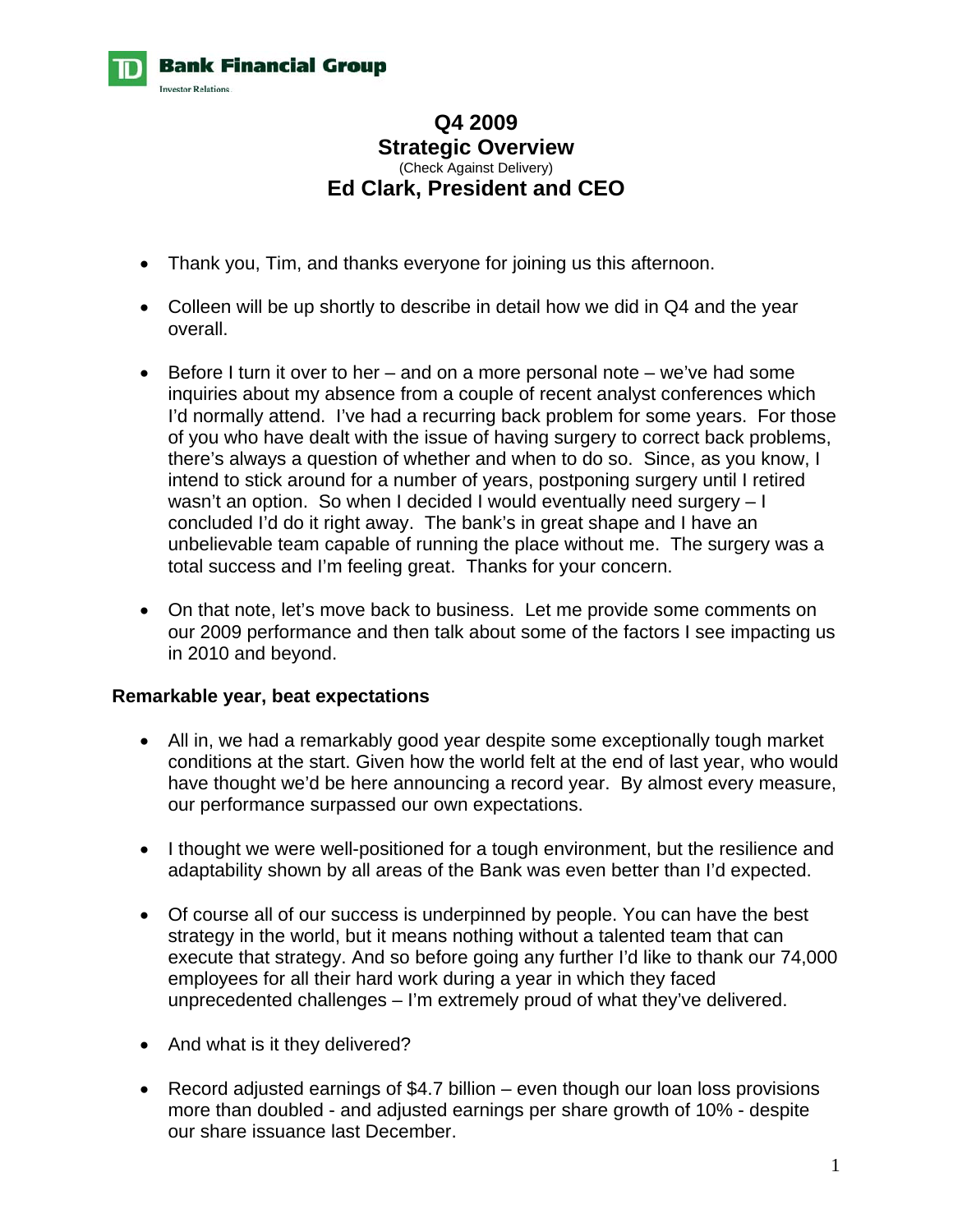TD Bank Financial Group

Investor Relations

# Q4 2009
# Strategic Overview

(Check Against Delivery)

## Ed Clark, President and CEO

- Thank you, Tim, and thanks everyone for joining us this afternoon.

- Colleen will be up shortly to describe in detail how we did in Q4 and the year overall.

- Before I turn it over to her – and on a more personal note – we've had some inquiries about my absence from a couple of recent analyst conferences which I'd normally attend. I've had a recurring back problem for some years. For those of you who have dealt with the issue of having surgery to correct back problems, there's always a question of whether and when to do so. Since, as you know, I intend to stick around for a number of years, postponing surgery until I retired wasn't an option. So when I decided I would eventually need surgery – I concluded I'd do it right away. The bank's in great shape and I have an unbelievable team capable of running the place without me. The surgery was a total success and I'm feeling great. Thanks for your concern.

- On that note, let's move back to business. Let me provide some comments on our 2009 performance and then talk about some of the factors I see impacting us in 2010 and beyond.

**Remarkable year, beat expectations**

- All in, we had a remarkably good year despite some exceptionally tough market conditions at the start. Given how the world felt at the end of last year, who would have thought we'd be here announcing a record year. By almost every measure, our performance surpassed our own expectations.

- I thought we were well-positioned for a tough environment, but the resilience and adaptability shown by all areas of the Bank was even better than I'd expected.

- Of course all of our success is underpinned by people. You can have the best strategy in the world, but it means nothing without a talented team that can execute that strategy. And so before going any further I'd like to thank our 74,000 employees for all their hard work during a year in which they faced unprecedented challenges – I'm extremely proud of what they've delivered.

- And what is it they delivered?

- Record adjusted earnings of $4.7 billion – even though our loan loss provisions more than doubled - and adjusted earnings per share growth of 10% - despite our share issuance last December.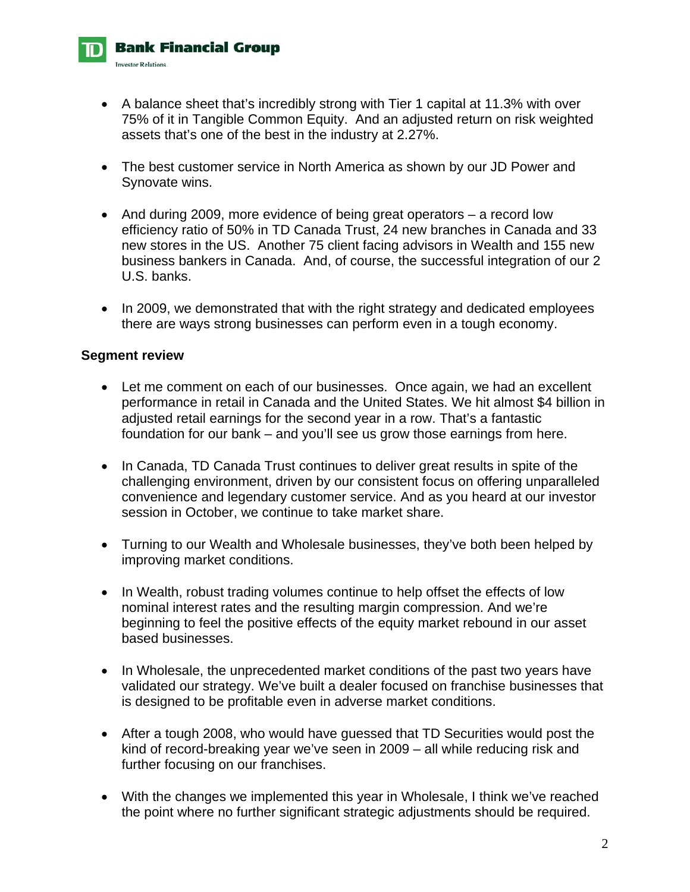- A balance sheet that's incredibly strong with Tier 1 capital at 11.3% with over 75% of it in Tangible Common Equity. And an adjusted return on risk weighted assets that's one of the best in the industry at 2.27%.

- The best customer service in North America as shown by our JD Power and Synovate wins.

- And during 2009, more evidence of being great operators – a record low efficiency ratio of 50% in TD Canada Trust, 24 new branches in Canada and 33 new stores in the US. Another 75 client facing advisors in Wealth and 155 new business bankers in Canada. And, of course, the successful integration of our 2 U.S. banks.

- In 2009, we demonstrated that with the right strategy and dedicated employees there are ways strong businesses can perform even in a tough economy.

**Segment review**

- Let me comment on each of our businesses. Once again, we had an excellent performance in retail in Canada and the United States. We hit almost $4 billion in adjusted retail earnings for the second year in a row. That's a fantastic foundation for our bank – and you'll see us grow those earnings from here.

- In Canada, TD Canada Trust continues to deliver great results in spite of the challenging environment, driven by our consistent focus on offering unparalleled convenience and legendary customer service. And as you heard at our investor session in October, we continue to take market share.

- Turning to our Wealth and Wholesale businesses, they've both been helped by improving market conditions.

- In Wealth, robust trading volumes continue to help offset the effects of low nominal interest rates and the resulting margin compression. And we're beginning to feel the positive effects of the equity market rebound in our asset based businesses.

- In Wholesale, the unprecedented market conditions of the past two years have validated our strategy. We've built a dealer focused on franchise businesses that is designed to be profitable even in adverse market conditions.

- After a tough 2008, who would have guessed that TD Securities would post the kind of record-breaking year we've seen in 2009 – all while reducing risk and further focusing on our franchises.

- With the changes we implemented this year in Wholesale, I think we've reached the point where no further significant strategic adjustments should be required.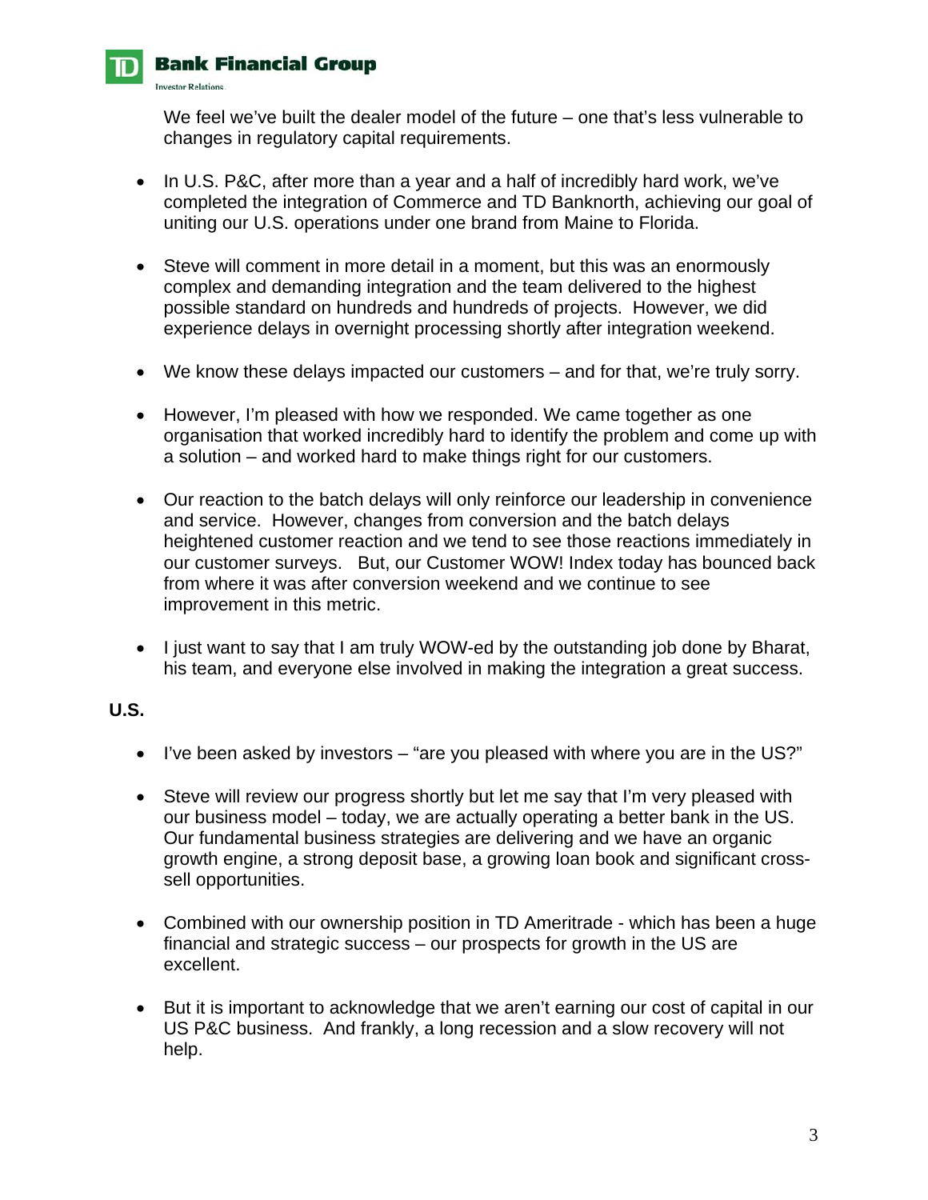We feel we've built the dealer model of the future – one that's less vulnerable to changes in regulatory capital requirements.

- In U.S. P&C, after more than a year and a half of incredibly hard work, we've completed the integration of Commerce and TD Banknorth, achieving our goal of uniting our U.S. operations under one brand from Maine to Florida.

- Steve will comment in more detail in a moment, but this was an enormously complex and demanding integration and the team delivered to the highest possible standard on hundreds and hundreds of projects. However, we did experience delays in overnight processing shortly after integration weekend.

- We know these delays impacted our customers – and for that, we're truly sorry.

- However, I'm pleased with how we responded. We came together as one organisation that worked incredibly hard to identify the problem and come up with a solution – and worked hard to make things right for our customers.

- Our reaction to the batch delays will only reinforce our leadership in convenience and service. However, changes from conversion and the batch delays heightened customer reaction and we tend to see those reactions immediately in our customer surveys. But, our Customer WOW! Index today has bounced back from where it was after conversion weekend and we continue to see improvement in this metric.

- I just want to say that I am truly WOW-ed by the outstanding job done by Bharat, his team, and everyone else involved in making the integration a great success.

**U.S.**

- I've been asked by investors – "are you pleased with where you are in the US?"

- Steve will review our progress shortly but let me say that I'm very pleased with our business model – today, we are actually operating a better bank in the US. Our fundamental business strategies are delivering and we have an organic growth engine, a strong deposit base, a growing loan book and significant cross-sell opportunities.

- Combined with our ownership position in TD Ameritrade - which has been a huge financial and strategic success – our prospects for growth in the US are excellent.

- But it is important to acknowledge that we aren't earning our cost of capital in our US P&C business. And frankly, a long recession and a slow recovery will not help.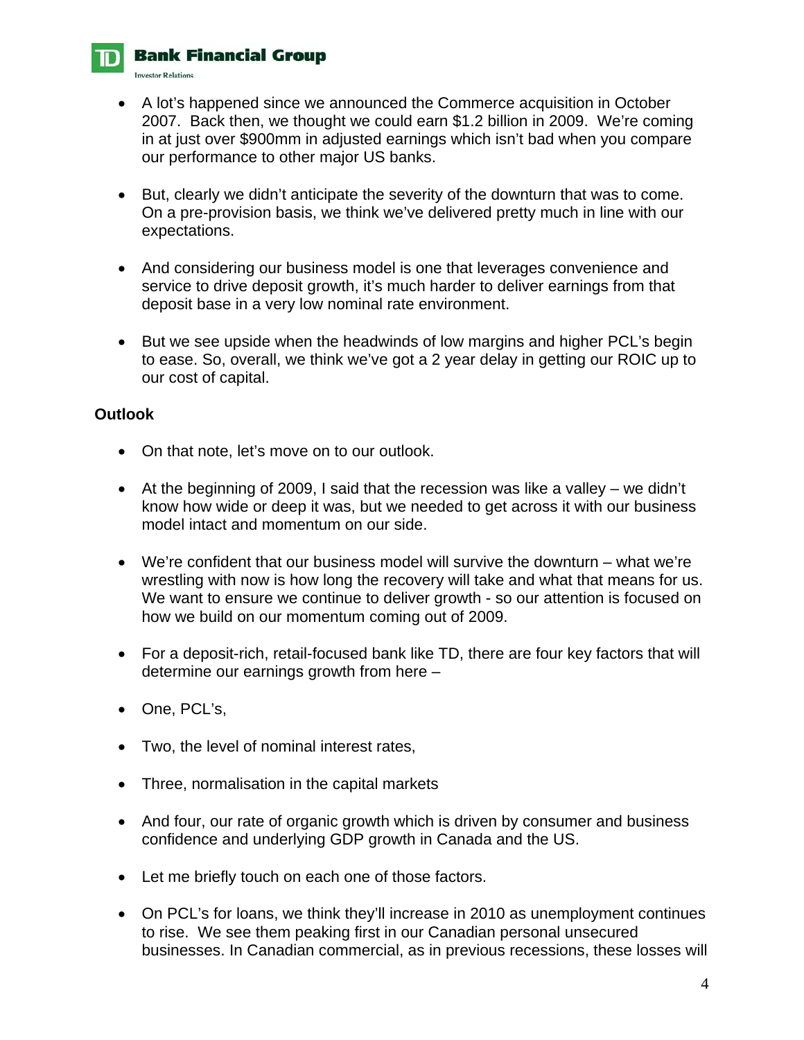- A lot's happened since we announced the Commerce acquisition in October 2007. Back then, we thought we could earn $1.2 billion in 2009. We're coming in at just over $900mm in adjusted earnings which isn't bad when you compare our performance to other major US banks.

- But, clearly we didn't anticipate the severity of the downturn that was to come. On a pre-provision basis, we think we've delivered pretty much in line with our expectations.

- And considering our business model is one that leverages convenience and service to drive deposit growth, it's much harder to deliver earnings from that deposit base in a very low nominal rate environment.

- But we see upside when the headwinds of low margins and higher PCL's begin to ease. So, overall, we think we've got a 2 year delay in getting our ROIC up to our cost of capital.

**Outlook**

- On that note, let's move on to our outlook.

- At the beginning of 2009, I said that the recession was like a valley – we didn't know how wide or deep it was, but we needed to get across it with our business model intact and momentum on our side.

- We're confident that our business model will survive the downturn – what we're wrestling with now is how long the recovery will take and what that means for us. We want to ensure we continue to deliver growth - so our attention is focused on how we build on our momentum coming out of 2009.

- For a deposit-rich, retail-focused bank like TD, there are four key factors that will determine our earnings growth from here –

- One, PCL's,

- Two, the level of nominal interest rates,

- Three, normalisation in the capital markets

- And four, our rate of organic growth which is driven by consumer and business confidence and underlying GDP growth in Canada and the US.

- Let me briefly touch on each one of those factors.

- On PCL's for loans, we think they'll increase in 2010 as unemployment continues to rise. We see them peaking first in our Canadian personal unsecured businesses. In Canadian commercial, as in previous recessions, these losses will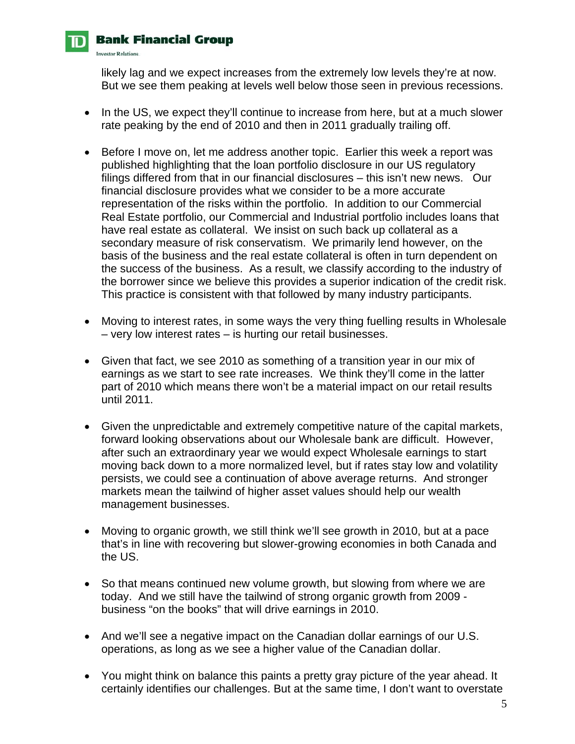likely lag and we expect increases from the extremely low levels they're at now. But we see them peaking at levels well below those seen in previous recessions.

- In the US, we expect they'll continue to increase from here, but at a much slower rate peaking by the end of 2010 and then in 2011 gradually trailing off.

- Before I move on, let me address another topic. Earlier this week a report was published highlighting that the loan portfolio disclosure in our US regulatory filings differed from that in our financial disclosures – this isn't new news. Our financial disclosure provides what we consider to be a more accurate representation of the risks within the portfolio. In addition to our Commercial Real Estate portfolio, our Commercial and Industrial portfolio includes loans that have real estate as collateral. We insist on such back up collateral as a secondary measure of risk conservatism. We primarily lend however, on the basis of the business and the real estate collateral is often in turn dependent on the success of the business. As a result, we classify according to the industry of the borrower since we believe this provides a superior indication of the credit risk. This practice is consistent with that followed by many industry participants.

- Moving to interest rates, in some ways the very thing fuelling results in Wholesale – very low interest rates – is hurting our retail businesses.

- Given that fact, we see 2010 as something of a transition year in our mix of earnings as we start to see rate increases. We think they'll come in the latter part of 2010 which means there won't be a material impact on our retail results until 2011.

- Given the unpredictable and extremely competitive nature of the capital markets, forward looking observations about our Wholesale bank are difficult. However, after such an extraordinary year we would expect Wholesale earnings to start moving back down to a more normalized level, but if rates stay low and volatility persists, we could see a continuation of above average returns. And stronger markets mean the tailwind of higher asset values should help our wealth management businesses.

- Moving to organic growth, we still think we'll see growth in 2010, but at a pace that's in line with recovering but slower-growing economies in both Canada and the US.

- So that means continued new volume growth, but slowing from where we are today. And we still have the tailwind of strong organic growth from 2009 - business "on the books" that will drive earnings in 2010.

- And we'll see a negative impact on the Canadian dollar earnings of our U.S. operations, as long as we see a higher value of the Canadian dollar.

- You might think on balance this paints a pretty gray picture of the year ahead. It certainly identifies our challenges. But at the same time, I don't want to overstate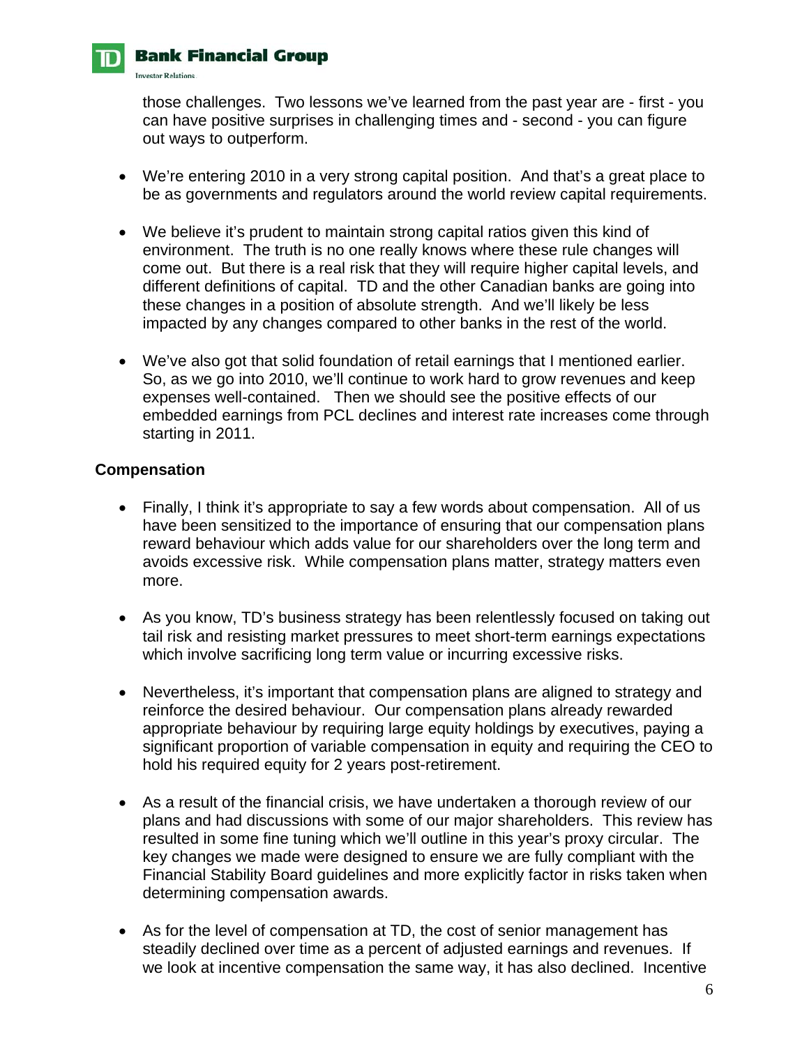those challenges. Two lessons we've learned from the past year are - first - you can have positive surprises in challenging times and - second - you can figure out ways to outperform.

- We're entering 2010 in a very strong capital position. And that's a great place to be as governments and regulators around the world review capital requirements.

- We believe it's prudent to maintain strong capital ratios given this kind of environment. The truth is no one really knows where these rule changes will come out. But there is a real risk that they will require higher capital levels, and different definitions of capital. TD and the other Canadian banks are going into these changes in a position of absolute strength. And we'll likely be less impacted by any changes compared to other banks in the rest of the world.

- We've also got that solid foundation of retail earnings that I mentioned earlier. So, as we go into 2010, we'll continue to work hard to grow revenues and keep expenses well-contained. Then we should see the positive effects of our embedded earnings from PCL declines and interest rate increases come through starting in 2011.

**Compensation**

- Finally, I think it's appropriate to say a few words about compensation. All of us have been sensitized to the importance of ensuring that our compensation plans reward behaviour which adds value for our shareholders over the long term and avoids excessive risk. While compensation plans matter, strategy matters even more.

- As you know, TD's business strategy has been relentlessly focused on taking out tail risk and resisting market pressures to meet short-term earnings expectations which involve sacrificing long term value or incurring excessive risks.

- Nevertheless, it's important that compensation plans are aligned to strategy and reinforce the desired behaviour. Our compensation plans already rewarded appropriate behaviour by requiring large equity holdings by executives, paying a significant proportion of variable compensation in equity and requiring the CEO to hold his required equity for 2 years post-retirement.

- As a result of the financial crisis, we have undertaken a thorough review of our plans and had discussions with some of our major shareholders. This review has resulted in some fine tuning which we'll outline in this year's proxy circular. The key changes we made were designed to ensure we are fully compliant with the Financial Stability Board guidelines and more explicitly factor in risks taken when determining compensation awards.

- As for the level of compensation at TD, the cost of senior management has steadily declined over time as a percent of adjusted earnings and revenues. If we look at incentive compensation the same way, it has also declined. Incentive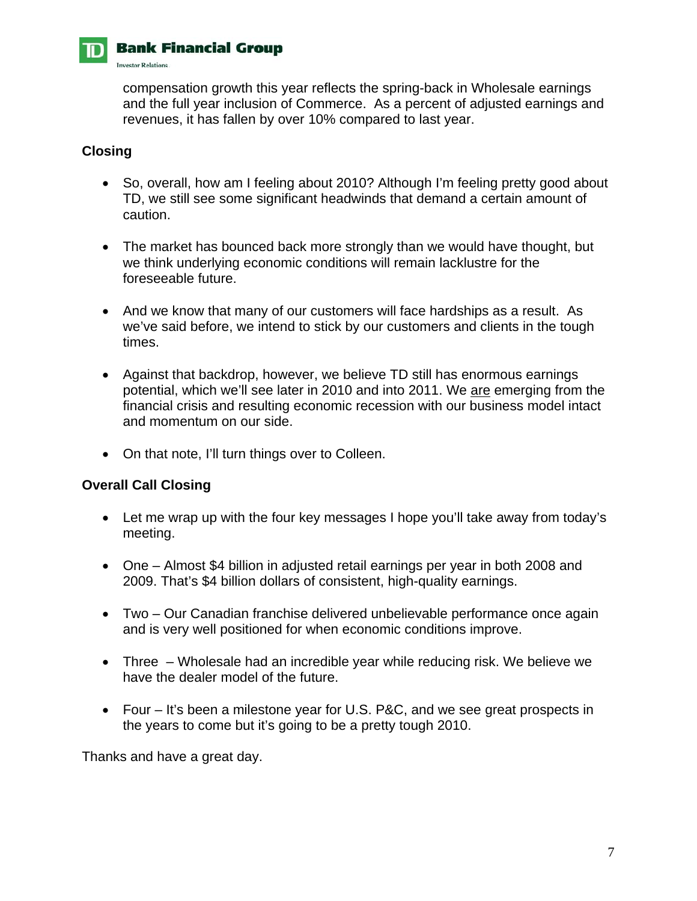compensation growth this year reflects the spring-back in Wholesale earnings and the full year inclusion of Commerce. As a percent of adjusted earnings and revenues, it has fallen by over 10% compared to last year.

**Closing**

- So, overall, how am I feeling about 2010? Although I'm feeling pretty good about TD, we still see some significant headwinds that demand a certain amount of caution.
- The market has bounced back more strongly than we would have thought, but we think underlying economic conditions will remain lacklustre for the foreseeable future.
- And we know that many of our customers will face hardships as a result. As we've said before, we intend to stick by our customers and clients in the tough times.
- Against that backdrop, however, we believe TD still has enormous earnings potential, which we'll see later in 2010 and into 2011. We <u>are</u> emerging from the financial crisis and resulting economic recession with our business model intact and momentum on our side.
- On that note, I'll turn things over to Colleen.

**Overall Call Closing**

- Let me wrap up with the four key messages I hope you'll take away from today's meeting.
- One – Almost $4 billion in adjusted retail earnings per year in both 2008 and 2009. That's $4 billion dollars of consistent, high-quality earnings.
- Two – Our Canadian franchise delivered unbelievable performance once again and is very well positioned for when economic conditions improve.
- Three – Wholesale had an incredible year while reducing risk. We believe we have the dealer model of the future.
- Four – It's been a milestone year for U.S. P&C, and we see great prospects in the years to come but it's going to be a pretty tough 2010.

Thanks and have a great day.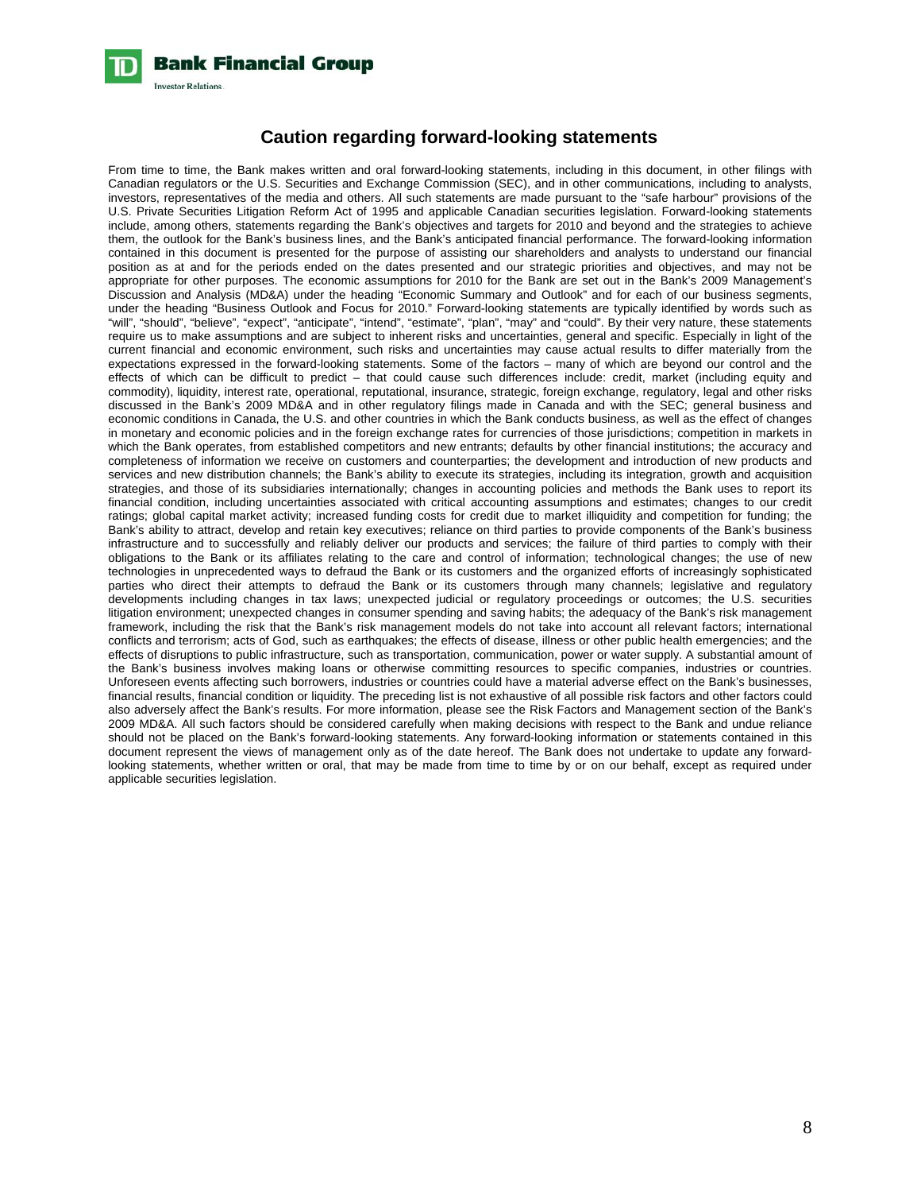# Caution regarding forward-looking statements

From time to time, the Bank makes written and oral forward-looking statements, including in this document, in other filings with Canadian regulators or the U.S. Securities and Exchange Commission (SEC), and in other communications, including to analysts, investors, representatives of the media and others. All such statements are made pursuant to the "safe harbour" provisions of the U.S. Private Securities Litigation Reform Act of 1995 and applicable Canadian securities legislation. Forward-looking statements include, among others, statements regarding the Bank's objectives and targets for 2010 and beyond and the strategies to achieve them, the outlook for the Bank's business lines, and the Bank's anticipated financial performance. The forward-looking information contained in this document is presented for the purpose of assisting our shareholders and analysts to understand our financial position as at and for the periods ended on the dates presented and our strategic priorities and objectives, and may not be appropriate for other purposes. The economic assumptions for 2010 for the Bank are set out in the Bank's 2009 Management's Discussion and Analysis (MD&A) under the heading "Economic Summary and Outlook" and for each of our business segments, under the heading "Business Outlook and Focus for 2010." Forward-looking statements are typically identified by words such as "will", "should", "believe", "expect", "anticipate", "intend", "estimate", "plan", "may" and "could". By their very nature, these statements require us to make assumptions and are subject to inherent risks and uncertainties, general and specific. Especially in light of the current financial and economic environment, such risks and uncertainties may cause actual results to differ materially from the expectations expressed in the forward-looking statements. Some of the factors – many of which are beyond our control and the effects of which can be difficult to predict – that could cause such differences include: credit, market (including equity and commodity), liquidity, interest rate, operational, reputational, insurance, strategic, foreign exchange, regulatory, legal and other risks discussed in the Bank's 2009 MD&A and in other regulatory filings made in Canada and with the SEC; general business and economic conditions in Canada, the U.S. and other countries in which the Bank conducts business, as well as the effect of changes in monetary and economic policies and in the foreign exchange rates for currencies of those jurisdictions; competition in markets in which the Bank operates, from established competitors and new entrants; defaults by other financial institutions; the accuracy and completeness of information we receive on customers and counterparties; the development and introduction of new products and services and new distribution channels; the Bank's ability to execute its strategies, including its integration, growth and acquisition strategies, and those of its subsidiaries internationally; changes in accounting policies and methods the Bank uses to report its financial condition, including uncertainties associated with critical accounting assumptions and estimates; changes to our credit ratings; global capital market activity; increased funding costs for credit due to market illiquidity and competition for funding; the Bank's ability to attract, develop and retain key executives; reliance on third parties to provide components of the Bank's business infrastructure and to successfully and reliably deliver our products and services; the failure of third parties to comply with their obligations to the Bank or its affiliates relating to the care and control of information; technological changes; the use of new technologies in unprecedented ways to defraud the Bank or its customers and the organized efforts of increasingly sophisticated parties who direct their attempts to defraud the Bank or its customers through many channels; legislative and regulatory developments including changes in tax laws; unexpected judicial or regulatory proceedings or outcomes; the U.S. securities litigation environment; unexpected changes in consumer spending and saving habits; the adequacy of the Bank's risk management framework, including the risk that the Bank's risk management models do not take into account all relevant factors; international conflicts and terrorism; acts of God, such as earthquakes; the effects of disease, illness or other public health emergencies; and the effects of disruptions to public infrastructure, such as transportation, communication, power or water supply. A substantial amount of the Bank's business involves making loans or otherwise committing resources to specific companies, industries or countries. Unforeseen events affecting such borrowers, industries or countries could have a material adverse effect on the Bank's businesses, financial results, financial condition or liquidity. The preceding list is not exhaustive of all possible risk factors and other factors could also adversely affect the Bank's results. For more information, please see the Risk Factors and Management section of the Bank's 2009 MD&A. All such factors should be considered carefully when making decisions with respect to the Bank and undue reliance should not be placed on the Bank's forward-looking statements. Any forward-looking information or statements contained in this document represent the views of management only as of the date hereof. The Bank does not undertake to update any forward-looking statements, whether written or oral, that may be made from time to time by or on our behalf, except as required under applicable securities legislation.